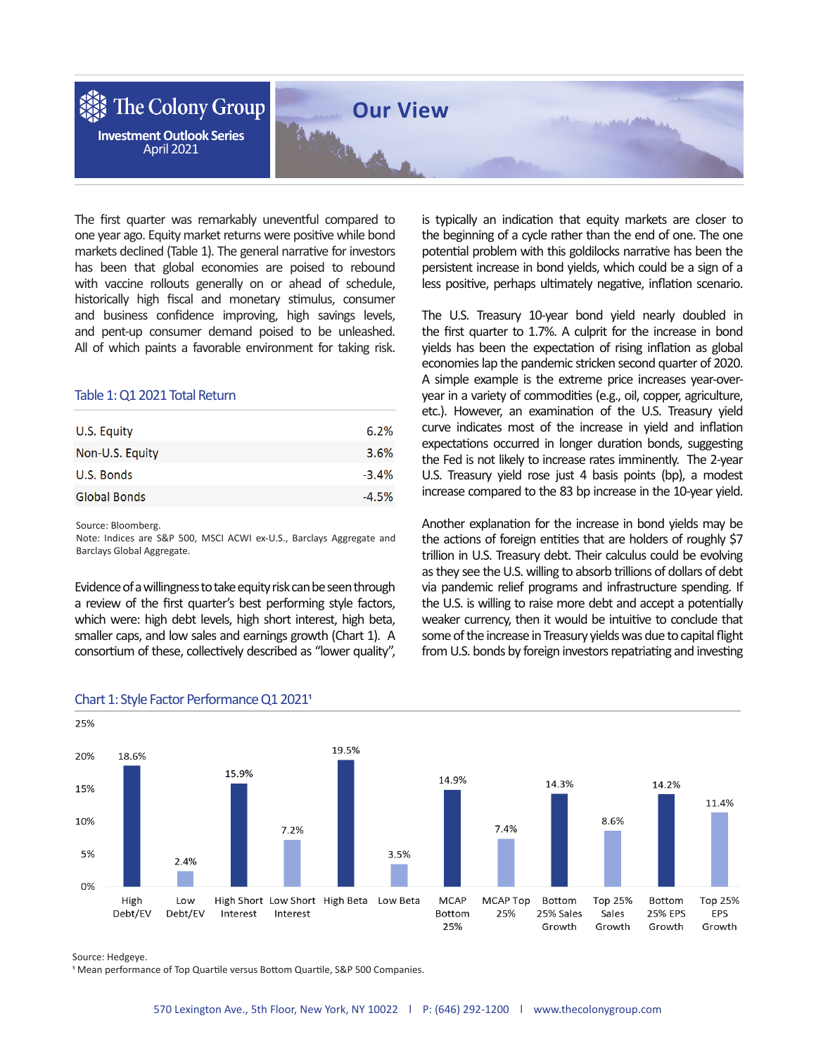# The Colony Group

**Investment Outlook Series**
April 2021

## Our View

The first quarter was remarkably uneventful compared to one year ago. Equity market returns were positive while bond markets declined (Table 1). The general narrative for investors has been that global economies are poised to rebound with vaccine rollouts generally on or ahead of schedule, historically high fiscal and monetary stimulus, consumer and business confidence improving, high savings levels, and pent-up consumer demand poised to be unleashed. All of which paints a favorable environment for taking risk.

### Table 1: Q1 2021 Total Return

| | |
|---|---|
| U.S. Equity | 6.2% |
| Non-U.S. Equity | 3.6% |
| U.S. Bonds | -3.4% |
| Global Bonds | -4.5% |

Source: Bloomberg.
Note: Indices are S&P 500, MSCI ACWI ex-U.S., Barclays Aggregate and Barclays Global Aggregate.

Evidence of a willingness to take equity risk can be seen through a review of the first quarter's best performing style factors, which were: high debt levels, high short interest, high beta, smaller caps, and low sales and earnings growth (Chart 1). A consortium of these, collectively described as "lower quality", is typically an indication that equity markets are closer to the beginning of a cycle rather than the end of one. The one potential problem with this goldilocks narrative has been the persistent increase in bond yields, which could be a sign of a less positive, perhaps ultimately negative, inflation scenario.

The U.S. Treasury 10-year bond yield nearly doubled in the first quarter to 1.7%. A culprit for the increase in bond yields has been the expectation of rising inflation as global economies lap the pandemic stricken second quarter of 2020. A simple example is the extreme price increases year-over-year in a variety of commodities (e.g., oil, copper, agriculture, etc.). However, an examination of the U.S. Treasury yield curve indicates most of the increase in yield and inflation expectations occurred in longer duration bonds, suggesting the Fed is not likely to increase rates imminently. The 2-year U.S. Treasury yield rose just 4 basis points (bp), a modest increase compared to the 83 bp increase in the 10-year yield.

Another explanation for the increase in bond yields may be the actions of foreign entities that are holders of roughly $7 trillion in U.S. Treasury debt. Their calculus could be evolving as they see the U.S. willing to absorb trillions of dollars of debt via pandemic relief programs and infrastructure spending. If the U.S. is willing to raise more debt and accept a potentially weaker currency, then it would be intuitive to conclude that some of the increase in Treasury yields was due to capital flight from U.S. bonds by foreign investors repatriating and investing

### Chart 1: Style Factor Performance Q1 2021[1]

| Factor | Return |
|---|---|
| High Debt/EV | 18.6% |
| Low Debt/EV | 2.4% |
| High Short Interest | 15.9% |
| Low Short Interest | 7.2% |
| High Beta | 19.5% |
| Low Beta | 3.5% |
| MCAP Bottom 25% | 14.9% |
| MCAP Top 25% | 7.4% |
| Bottom 25% Sales Growth | 14.3% |
| Top 25% Sales Growth | 8.6% |
| Bottom 25% EPS Growth | 14.2% |
| Top 25% EPS Growth | 11.4% |

Source: Hedgeye.
[1] Mean performance of Top Quartile versus Bottom Quartile, S&P 500 Companies.

570 Lexington Ave., 5th Floor, New York, NY 10022 | P: (646) 292-1200 | www.thecolonygroup.com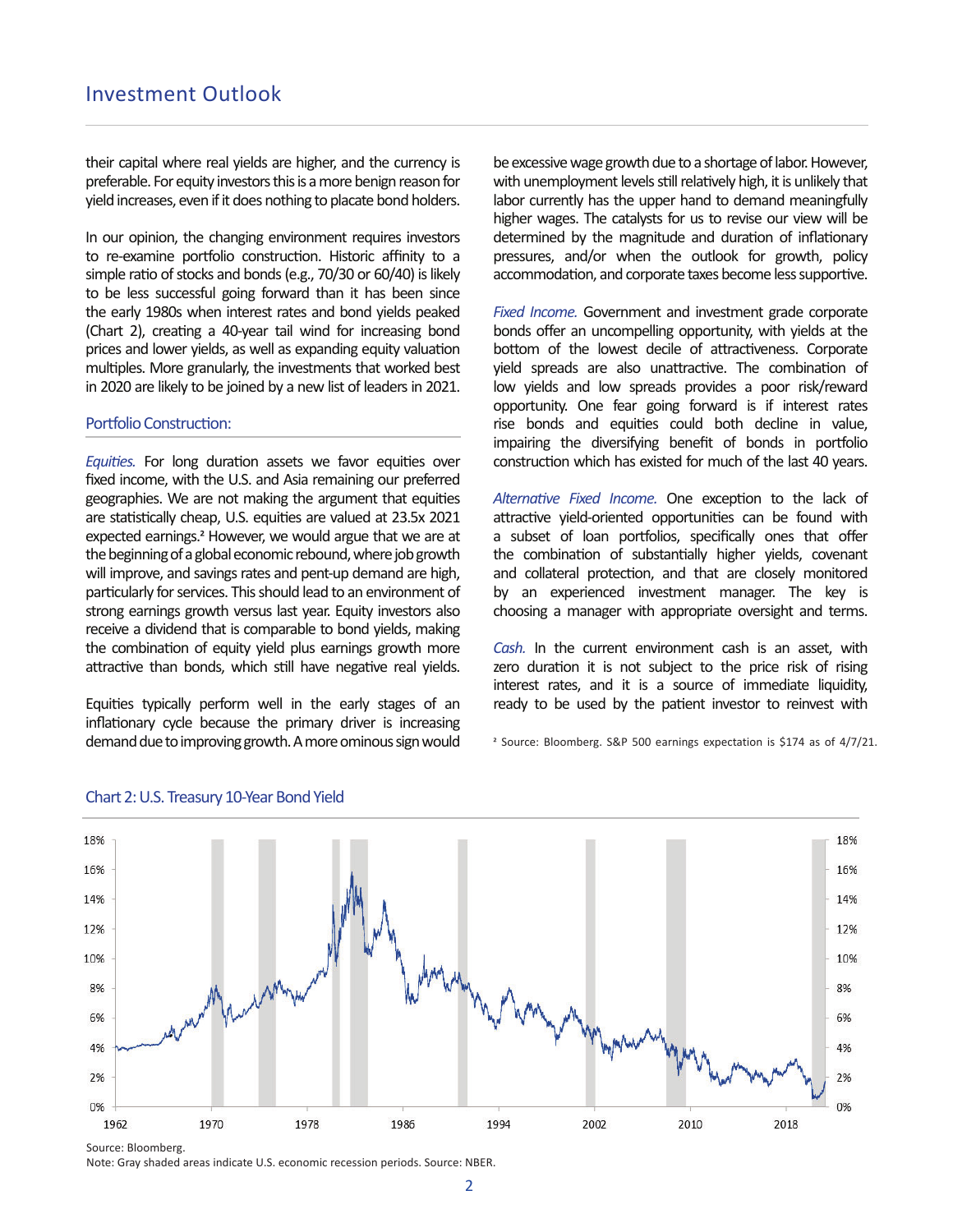their capital where real yields are higher, and the currency is preferable. For equity investors this is a more benign reason for yield increases, even if it does nothing to placate bond holders.

In our opinion, the changing environment requires investors to re-examine portfolio construction. Historic affinity to a simple ratio of stocks and bonds (e.g., 70/30 or 60/40) is likely to be less successful going forward than it has been since the early 1980s when interest rates and bond yields peaked (Chart 2), creating a 40-year tail wind for increasing bond prices and lower yields, as well as expanding equity valuation multiples. More granularly, the investments that worked best in 2020 are likely to be joined by a new list of leaders in 2021.

## Portfolio Construction:

*Equities.* For long duration assets we favor equities over fixed income, with the U.S. and Asia remaining our preferred geographies. We are not making the argument that equities are statistically cheap, U.S. equities are valued at 23.5x 2021 expected earnings.[2] However, we would argue that we are at the beginning of a global economic rebound, where job growth will improve, and savings rates and pent-up demand are high, particularly for services. This should lead to an environment of strong earnings growth versus last year. Equity investors also receive a dividend that is comparable to bond yields, making the combination of equity yield plus earnings growth more attractive than bonds, which still have negative real yields.

Equities typically perform well in the early stages of an inflationary cycle because the primary driver is increasing demand due to improving growth. A more ominous sign would be excessive wage growth due to a shortage of labor. However, with unemployment levels still relatively high, it is unlikely that labor currently has the upper hand to demand meaningfully higher wages. The catalysts for us to revise our view will be determined by the magnitude and duration of inflationary pressures, and/or when the outlook for growth, policy accommodation, and corporate taxes become less supportive.

*Fixed Income.* Government and investment grade corporate bonds offer an uncompelling opportunity, with yields at the bottom of the lowest decile of attractiveness. Corporate yield spreads are also unattractive. The combination of low yields and low spreads provides a poor risk/reward opportunity. One fear going forward is if interest rates rise bonds and equities could both decline in value, impairing the diversifying benefit of bonds in portfolio construction which has existed for much of the last 40 years.

*Alternative Fixed Income.* One exception to the lack of attractive yield-oriented opportunities can be found with a subset of loan portfolios, specifically ones that offer the combination of substantially higher yields, covenant and collateral protection, and that are closely monitored by an experienced investment manager. The key is choosing a manager with appropriate oversight and terms.

*Cash.* In the current environment cash is an asset, with zero duration it is not subject to the price risk of rising interest rates, and it is a source of immediate liquidity, ready to be used by the patient investor to reinvest with

[2] Source: Bloomberg. S&P 500 earnings expectation is $174 as of 4/7/21.

Chart 2: U.S. Treasury 10-Year Bond Yield

Source: Bloomberg.
Note: Gray shaded areas indicate U.S. economic recession periods. Source: NBER.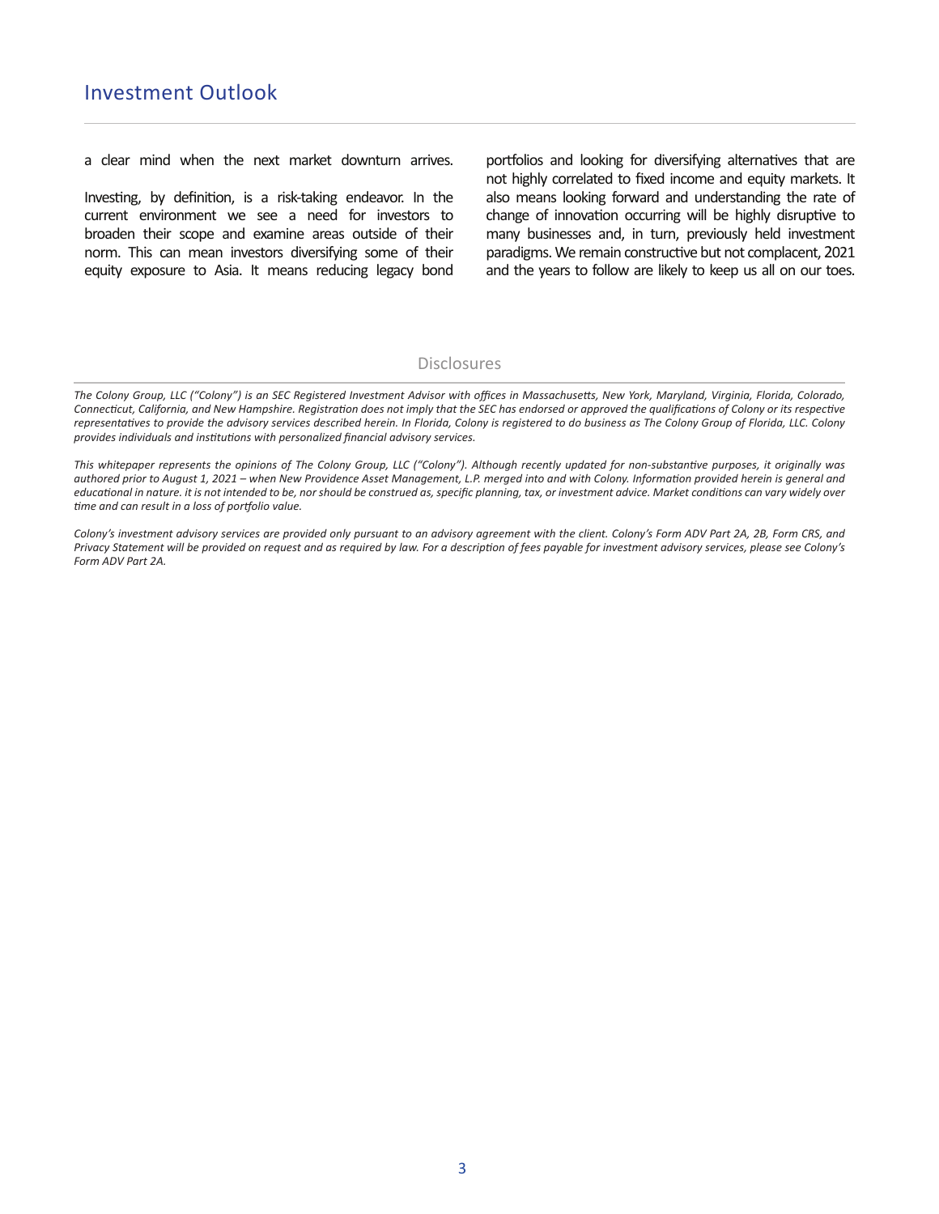## Investment Outlook

a clear mind when the next market downturn arrives.

Investing, by definition, is a risk-taking endeavor. In the current environment we see a need for investors to broaden their scope and examine areas outside of their norm. This can mean investors diversifying some of their equity exposure to Asia. It means reducing legacy bond portfolios and looking for diversifying alternatives that are not highly correlated to fixed income and equity markets. It also means looking forward and understanding the rate of change of innovation occurring will be highly disruptive to many businesses and, in turn, previously held investment paradigms. We remain constructive but not complacent, 2021 and the years to follow are likely to keep us all on our toes.

### Disclosures

*The Colony Group, LLC ("Colony") is an SEC Registered Investment Advisor with offices in Massachusetts, New York, Maryland, Virginia, Florida, Colorado, Connecticut, California, and New Hampshire. Registration does not imply that the SEC has endorsed or approved the qualifications of Colony or its respective representatives to provide the advisory services described herein. In Florida, Colony is registered to do business as The Colony Group of Florida, LLC. Colony provides individuals and institutions with personalized financial advisory services.*

*This whitepaper represents the opinions of The Colony Group, LLC ("Colony"). Although recently updated for non-substantive purposes, it originally was authored prior to August 1, 2021 – when New Providence Asset Management, L.P. merged into and with Colony. Information provided herein is general and educational in nature. it is not intended to be, nor should be construed as, specific planning, tax, or investment advice. Market conditions can vary widely over time and can result in a loss of portfolio value.*

*Colony's investment advisory services are provided only pursuant to an advisory agreement with the client. Colony's Form ADV Part 2A, 2B, Form CRS, and Privacy Statement will be provided on request and as required by law. For a description of fees payable for investment advisory services, please see Colony's Form ADV Part 2A.*